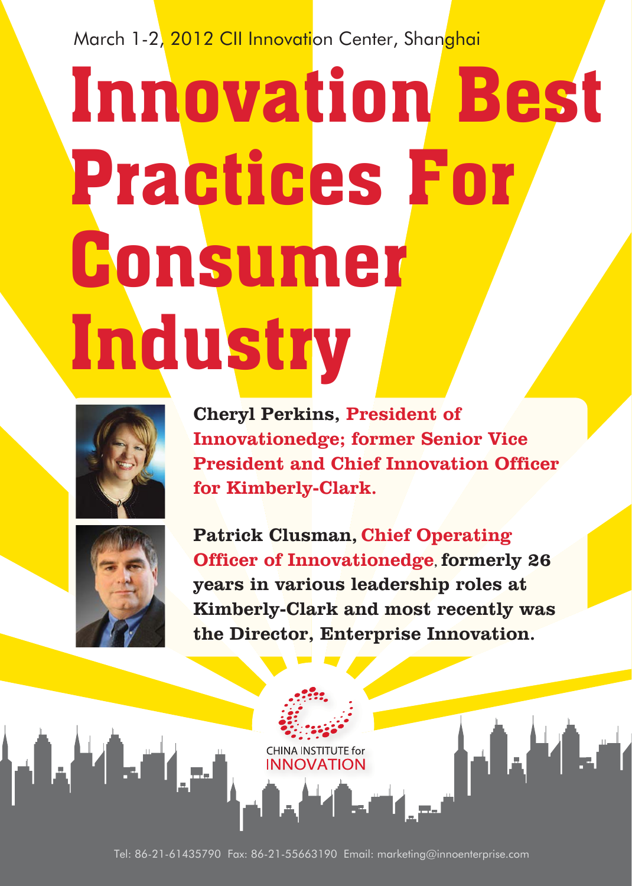March 1-2, 2012 CII Innovation Center, Shanghai

# Innovation Best Practices For Consumer Industry

**Cheryl Perkins**, **President of Innovationedge; former Senior Vice President and Chief Innovation Officer for Kimberly-Clark.**

**Patrick Clusman**, **Chief Operating Officer of Innovationedge, formerly 26 years in various leadership roles at Kimberly-Clark and most recently was the Director, Enterprise Innovation.**

CHINA INSTITUTE for INNOVATION

Tel: 86-21-61435790 Fax: 86-21-55663190 Email: marketing@innoenterprise.com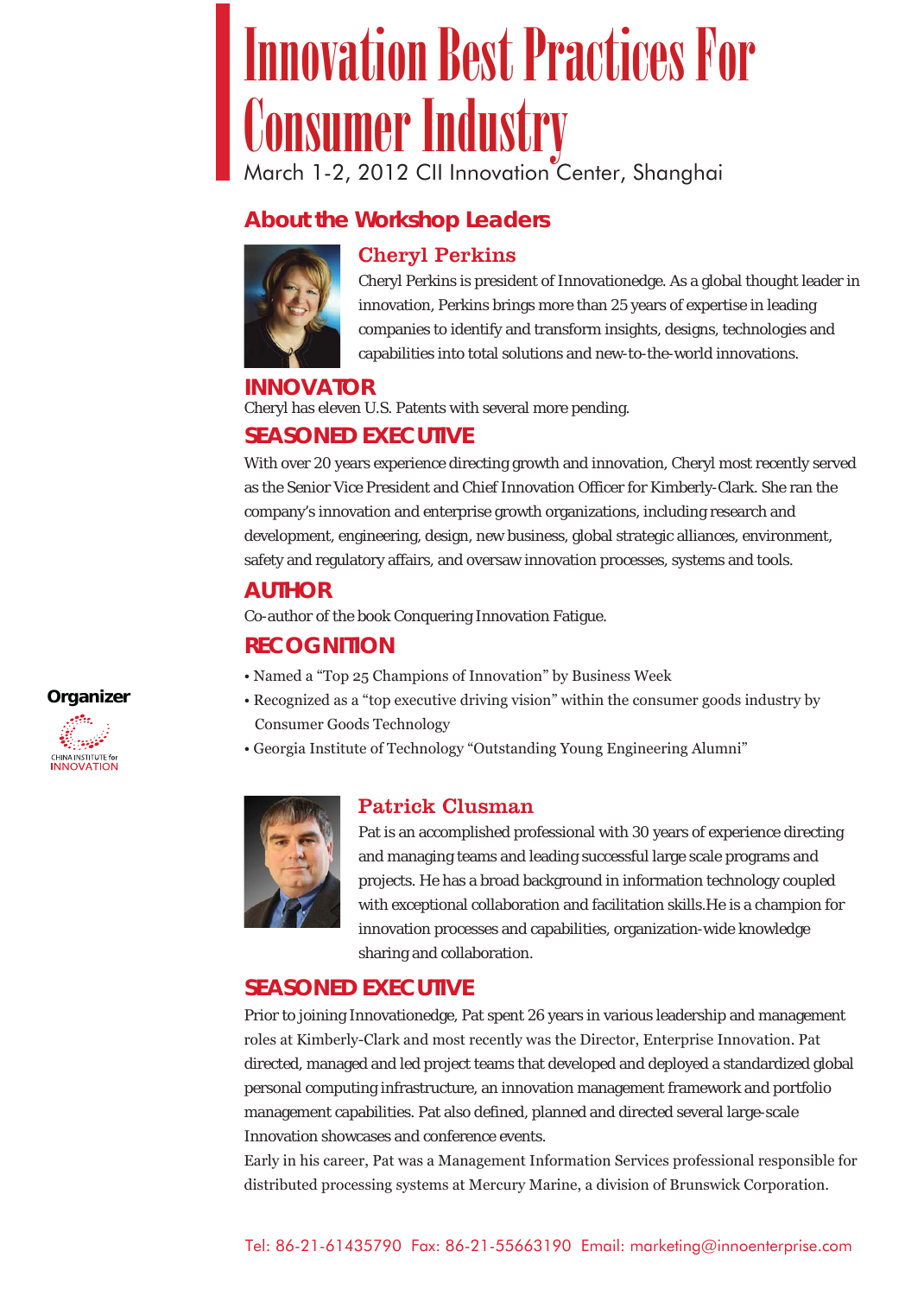# Innovation Best Practices For Consumer Industry

March 1-2, 2012 CII Innovation Center, Shanghai

## About the Workshop Leaders

### Cheryl Perkins

Cheryl Perkins is president of Innovationedge. As a global thought leader in innovation, Perkins brings more than 25 years of expertise in leading companies to identify and transform insights, designs, technologies and capabilities into total solutions and new-to-the-world innovations.

#### INNOVATOR

Cheryl has eleven U.S. Patents with several more pending.

#### SEASONED EXECUTIVE

With over 20 years experience directing growth and innovation, Cheryl most recently served as the Senior Vice President and Chief Innovation Officer for Kimberly-Clark. She ran the company's innovation and enterprise growth organizations, including research and development, engineering, design, new business, global strategic alliances, environment, safety and regulatory affairs, and oversaw innovation processes, systems and tools.

#### AUTHOR

Co-author of the book Conquering Innovation Fatigue.

#### RECOGNITION

- Named a "Top 25 Champions of Innovation" by Business Week
- Recognized as a "top executive driving vision" within the consumer goods industry by Consumer Goods Technology
- Georgia Institute of Technology "Outstanding Young Engineering Alumni"

**Organizer**

CHINA INSTITUTE for INNOVATION

### Patrick Clusman

Pat is an accomplished professional with 30 years of experience directing and managing teams and leading successful large scale programs and projects. He has a broad background in information technology coupled with exceptional collaboration and facilitation skills.He is a champion for innovation processes and capabilities, organization-wide knowledge sharing and collaboration.

#### SEASONED EXECUTIVE

Prior to joining Innovationedge, Pat spent 26 years in various leadership and management roles at Kimberly-Clark and most recently was the Director, Enterprise Innovation. Pat directed, managed and led project teams that developed and deployed a standardized global personal computing infrastructure, an innovation management framework and portfolio management capabilities. Pat also defined, planned and directed several large-scale Innovation showcases and conference events.

Early in his career, Pat was a Management Information Services professional responsible for distributed processing systems at Mercury Marine, a division of Brunswick Corporation.

Tel: 86-21-61435790 Fax: 86-21-55663190 Email: marketing@innoenterprise.com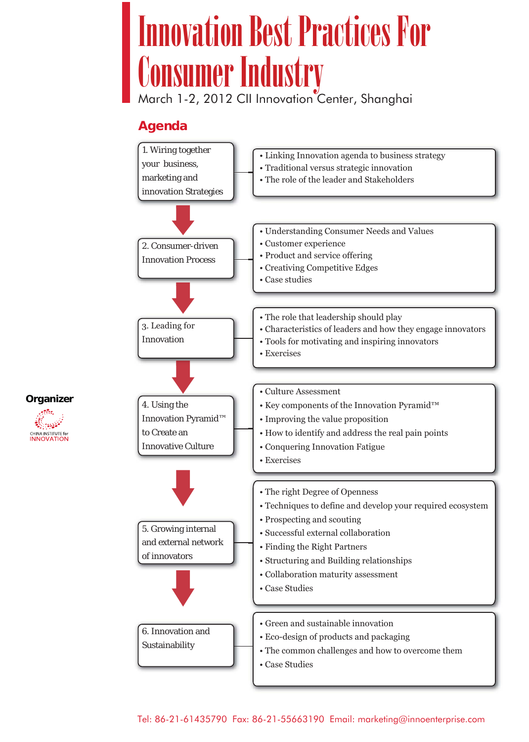# Innovation Best Practices For Consumer Industry

March 1-2, 2012 CII Innovation Center, Shanghai

## Agenda

### 1. Wiring together your business, marketing and innovation Strategies

- Linking Innovation agenda to business strategy
- Traditional versus strategic innovation
- The role of the leader and Stakeholders

### 2. Consumer-driven Innovation Process

- Understanding Consumer Needs and Values
- Customer experience
- Product and service offering
- Creativing Competitive Edges
- Case studies

### 3. Leading for Innovation

- The role that leadership should play
- Characteristics of leaders and how they engage innovators
- Tools for motivating and inspiring innovators
- Exercises

### 4. Using the Innovation Pyramid™ to Create an Innovative Culture

- Culture Assessment
- Key components of the Innovation Pyramid™
- Improving the value proposition
- How to identify and address the real pain points
- Conquering Innovation Fatigue
- Exercises

### 5. Growing internal and external network of innovators

- The right Degree of Openness
- Techniques to define and develop your required ecosystem
- Prospecting and scouting
- Successful external collaboration
- Finding the Right Partners
- Structuring and Building relationships
- Collaboration maturity assessment
- Case Studies

### 6. Innovation and Sustainability

- Green and sustainable innovation
- Eco-design of products and packaging
- The common challenges and how to overcome them
- Case Studies

**Organizer**

CHINA INSTITUTE for INNOVATION

Tel: 86-21-61435790 Fax: 86-21-55663190 Email: marketing@innoenterprise.com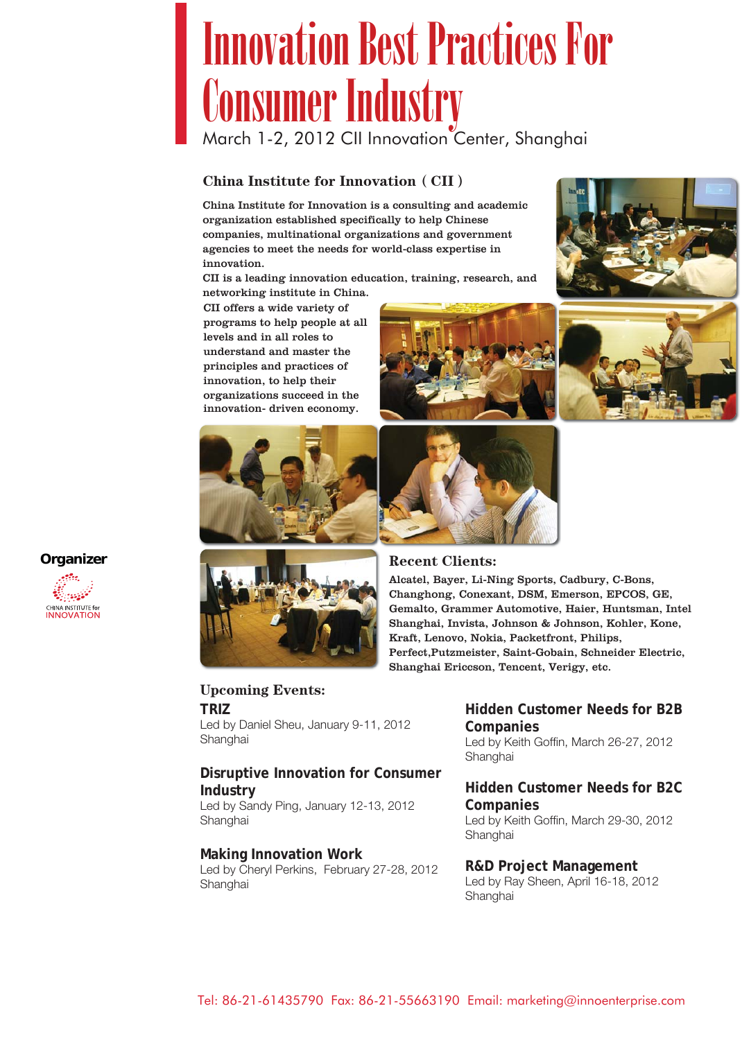# Innovation Best Practices For Consumer Industry

March 1-2, 2012 CII Innovation Center, Shanghai

## China Institute for Innovation（CII）

China Institute for Innovation is a consulting and academic organization established specifically to help Chinese companies, multinational organizations and government agencies to meet the needs for world-class expertise in innovation.

CII is a leading innovation education, training, research, and networking institute in China.

CII offers a wide variety of programs to help people at all levels and in all roles to understand and master the principles and practices of innovation, to help their organizations succeed in the innovation- driven economy.

**Organizer**

CHINA INSTITUTE for INNOVATION

## Recent Clients:

Alcatel, Bayer, Li-Ning Sports, Cadbury, C-Bons, Changhong, Conexant, DSM, Emerson, EPCOS, GE, Gemalto, Grammer Automotive, Haier, Huntsman, Intel Shanghai, Invista, Johnson & Johnson, Kohler, Kone, Kraft, Lenovo, Nokia, Packetfront, Philips, Perfect,Putzmeister, Saint-Gobain, Schneider Electric, Shanghai Ericcson, Tencent, Verigy, etc.

## Upcoming Events:

**TRIZ**
Led by Daniel Sheu, January 9-11, 2012
Shanghai

**Disruptive Innovation for Consumer Industry**
Led by Sandy Ping, January 12-13, 2012
Shanghai

**Making Innovation Work**
Led by Cheryl Perkins, February 27-28, 2012
Shanghai

**Hidden Customer Needs for B2B Companies**
Led by Keith Goffin, March 26-27, 2012
Shanghai

**Hidden Customer Needs for B2C Companies**
Led by Keith Goffin, March 29-30, 2012
Shanghai

**R&D Project Management**
Led by Ray Sheen, April 16-18, 2012
Shanghai

Tel: 86-21-61435790 Fax: 86-21-55663190 Email: marketing@innoenterprise.com